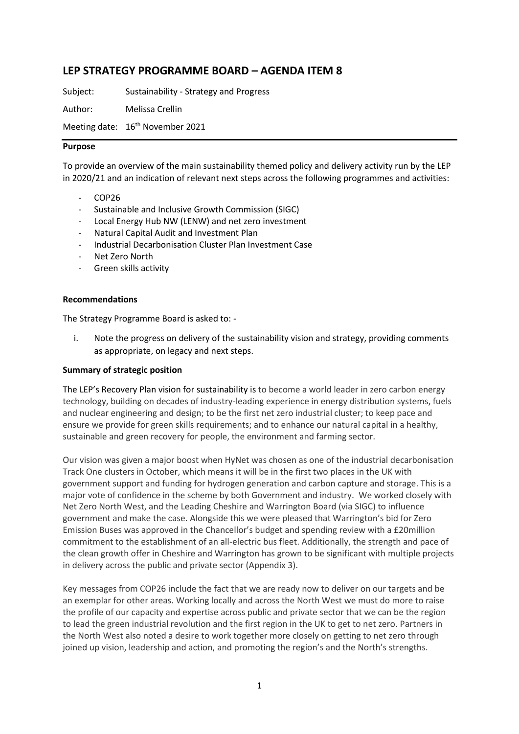# LEP STRATEGY PROGRAMME BOARD – AGENDA ITEM 8

Subject: Sustainability - Strategy and Progress

Author: Melissa Crellin

Meeting date: 16th November 2021

**Purpose**

To provide an overview of the main sustainability themed policy and delivery activity run by the LEP in 2020/21 and an indication of relevant next steps across the following programmes and activities:

- COP26
- Sustainable and Inclusive Growth Commission (SIGC)
- Local Energy Hub NW (LENW) and net zero investment
- Natural Capital Audit and Investment Plan
- Industrial Decarbonisation Cluster Plan Investment Case
- Net Zero North
- Green skills activity

**Recommendations**

The Strategy Programme Board is asked to: -

i. Note the progress on delivery of the sustainability vision and strategy, providing comments as appropriate, on legacy and next steps.

**Summary of strategic position**

The LEP's Recovery Plan vision for sustainability is to become a world leader in zero carbon energy technology, building on decades of industry-leading experience in energy distribution systems, fuels and nuclear engineering and design; to be the first net zero industrial cluster; to keep pace and ensure we provide for green skills requirements; and to enhance our natural capital in a healthy, sustainable and green recovery for people, the environment and farming sector.

Our vision was given a major boost when HyNet was chosen as one of the industrial decarbonisation Track One clusters in October, which means it will be in the first two places in the UK with government support and funding for hydrogen generation and carbon capture and storage. This is a major vote of confidence in the scheme by both Government and industry. We worked closely with Net Zero North West, and the Leading Cheshire and Warrington Board (via SIGC) to influence government and make the case. Alongside this we were pleased that Warrington's bid for Zero Emission Buses was approved in the Chancellor's budget and spending review with a £20million commitment to the establishment of an all-electric bus fleet. Additionally, the strength and pace of the clean growth offer in Cheshire and Warrington has grown to be significant with multiple projects in delivery across the public and private sector (Appendix 3).

Key messages from COP26 include the fact that we are ready now to deliver on our targets and be an exemplar for other areas. Working locally and across the North West we must do more to raise the profile of our capacity and expertise across public and private sector that we can be the region to lead the green industrial revolution and the first region in the UK to get to net zero. Partners in the North West also noted a desire to work together more closely on getting to net zero through joined up vision, leadership and action, and promoting the region's and the North's strengths.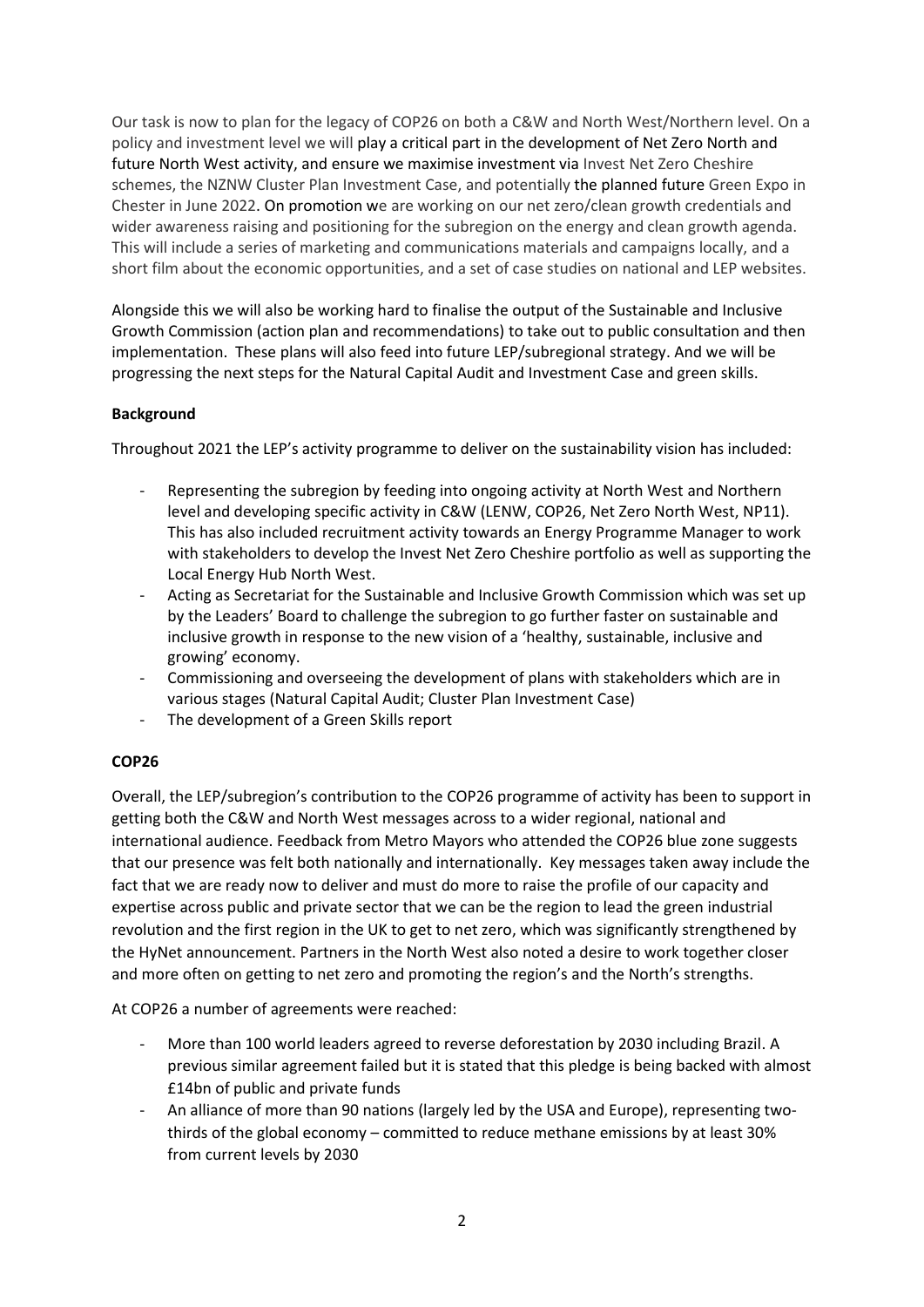Our task is now to plan for the legacy of COP26 on both a C&W and North West/Northern level. On a policy and investment level we will play a critical part in the development of Net Zero North and future North West activity, and ensure we maximise investment via Invest Net Zero Cheshire schemes, the NZNW Cluster Plan Investment Case, and potentially the planned future Green Expo in Chester in June 2022. On promotion we are working on our net zero/clean growth credentials and wider awareness raising and positioning for the subregion on the energy and clean growth agenda. This will include a series of marketing and communications materials and campaigns locally, and a short film about the economic opportunities, and a set of case studies on national and LEP websites.

Alongside this we will also be working hard to finalise the output of the Sustainable and Inclusive Growth Commission (action plan and recommendations) to take out to public consultation and then implementation. These plans will also feed into future LEP/subregional strategy. And we will be progressing the next steps for the Natural Capital Audit and Investment Case and green skills.

**Background**

Throughout 2021 the LEP's activity programme to deliver on the sustainability vision has included:

- Representing the subregion by feeding into ongoing activity at North West and Northern level and developing specific activity in C&W (LENW, COP26, Net Zero North West, NP11). This has also included recruitment activity towards an Energy Programme Manager to work with stakeholders to develop the Invest Net Zero Cheshire portfolio as well as supporting the Local Energy Hub North West.
- Acting as Secretariat for the Sustainable and Inclusive Growth Commission which was set up by the Leaders' Board to challenge the subregion to go further faster on sustainable and inclusive growth in response to the new vision of a 'healthy, sustainable, inclusive and growing' economy.
- Commissioning and overseeing the development of plans with stakeholders which are in various stages (Natural Capital Audit; Cluster Plan Investment Case)
- The development of a Green Skills report

**COP26**

Overall, the LEP/subregion's contribution to the COP26 programme of activity has been to support in getting both the C&W and North West messages across to a wider regional, national and international audience. Feedback from Metro Mayors who attended the COP26 blue zone suggests that our presence was felt both nationally and internationally. Key messages taken away include the fact that we are ready now to deliver and must do more to raise the profile of our capacity and expertise across public and private sector that we can be the region to lead the green industrial revolution and the first region in the UK to get to net zero, which was significantly strengthened by the HyNet announcement. Partners in the North West also noted a desire to work together closer and more often on getting to net zero and promoting the region's and the North's strengths.

At COP26 a number of agreements were reached:

- More than 100 world leaders agreed to reverse deforestation by 2030 including Brazil. A previous similar agreement failed but it is stated that this pledge is being backed with almost £14bn of public and private funds
- An alliance of more than 90 nations (largely led by the USA and Europe), representing two-thirds of the global economy – committed to reduce methane emissions by at least 30% from current levels by 2030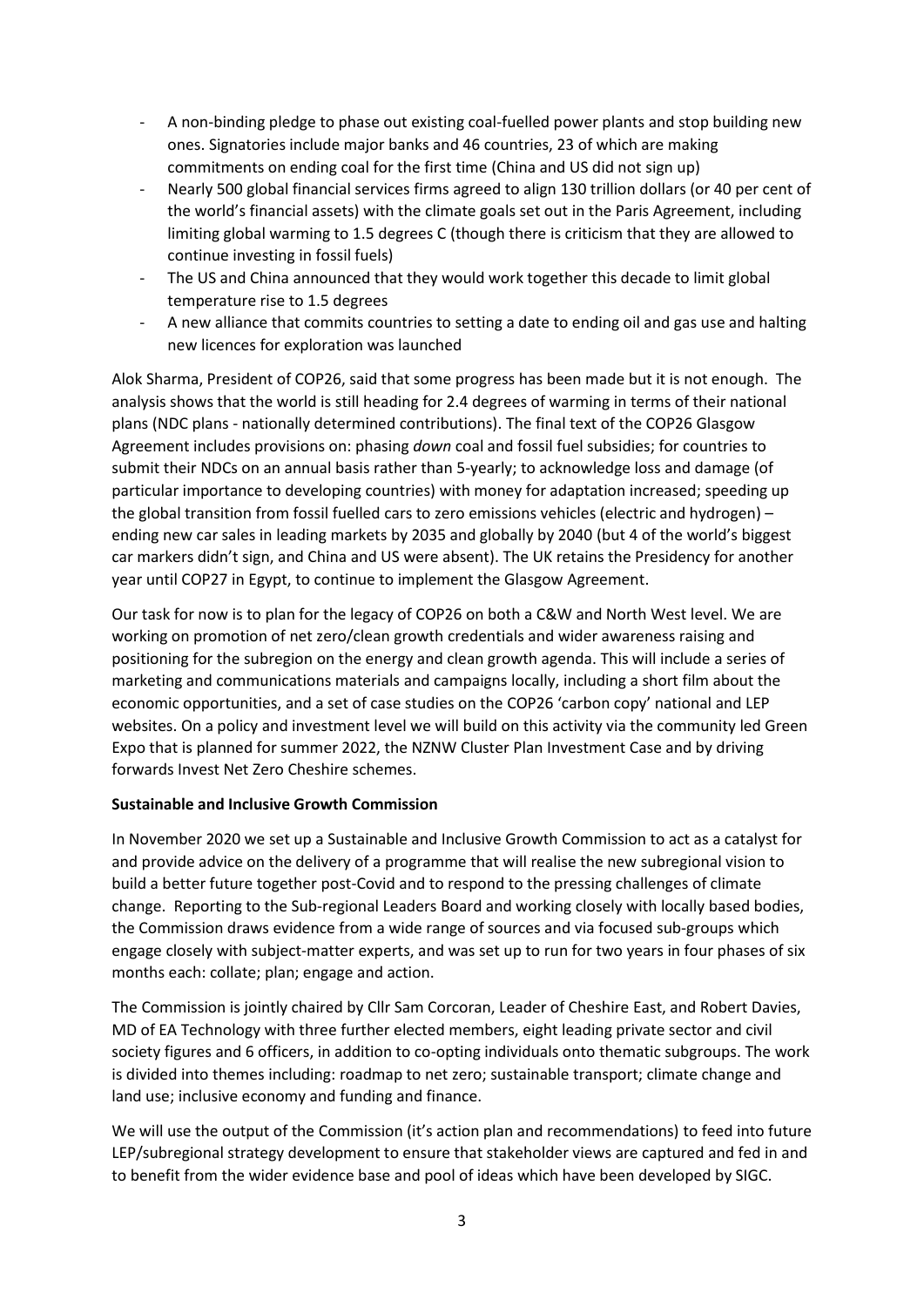- A non-binding pledge to phase out existing coal-fuelled power plants and stop building new ones. Signatories include major banks and 46 countries, 23 of which are making commitments on ending coal for the first time (China and US did not sign up)
- Nearly 500 global financial services firms agreed to align 130 trillion dollars (or 40 per cent of the world's financial assets) with the climate goals set out in the Paris Agreement, including limiting global warming to 1.5 degrees C (though there is criticism that they are allowed to continue investing in fossil fuels)
- The US and China announced that they would work together this decade to limit global temperature rise to 1.5 degrees
- A new alliance that commits countries to setting a date to ending oil and gas use and halting new licences for exploration was launched

Alok Sharma, President of COP26, said that some progress has been made but it is not enough. The analysis shows that the world is still heading for 2.4 degrees of warming in terms of their national plans (NDC plans - nationally determined contributions). The final text of the COP26 Glasgow Agreement includes provisions on: phasing *down* coal and fossil fuel subsidies; for countries to submit their NDCs on an annual basis rather than 5-yearly; to acknowledge loss and damage (of particular importance to developing countries) with money for adaptation increased; speeding up the global transition from fossil fuelled cars to zero emissions vehicles (electric and hydrogen) – ending new car sales in leading markets by 2035 and globally by 2040 (but 4 of the world's biggest car markers didn't sign, and China and US were absent). The UK retains the Presidency for another year until COP27 in Egypt, to continue to implement the Glasgow Agreement.

Our task for now is to plan for the legacy of COP26 on both a C&W and North West level. We are working on promotion of net zero/clean growth credentials and wider awareness raising and positioning for the subregion on the energy and clean growth agenda. This will include a series of marketing and communications materials and campaigns locally, including a short film about the economic opportunities, and a set of case studies on the COP26 'carbon copy' national and LEP websites. On a policy and investment level we will build on this activity via the community led Green Expo that is planned for summer 2022, the NZNW Cluster Plan Investment Case and by driving forwards Invest Net Zero Cheshire schemes.

**Sustainable and Inclusive Growth Commission**

In November 2020 we set up a Sustainable and Inclusive Growth Commission to act as a catalyst for and provide advice on the delivery of a programme that will realise the new subregional vision to build a better future together post-Covid and to respond to the pressing challenges of climate change. Reporting to the Sub-regional Leaders Board and working closely with locally based bodies, the Commission draws evidence from a wide range of sources and via focused sub-groups which engage closely with subject-matter experts, and was set up to run for two years in four phases of six months each: collate; plan; engage and action.

The Commission is jointly chaired by Cllr Sam Corcoran, Leader of Cheshire East, and Robert Davies, MD of EA Technology with three further elected members, eight leading private sector and civil society figures and 6 officers, in addition to co-opting individuals onto thematic subgroups. The work is divided into themes including: roadmap to net zero; sustainable transport; climate change and land use; inclusive economy and funding and finance.

We will use the output of the Commission (it's action plan and recommendations) to feed into future LEP/subregional strategy development to ensure that stakeholder views are captured and fed in and to benefit from the wider evidence base and pool of ideas which have been developed by SIGC.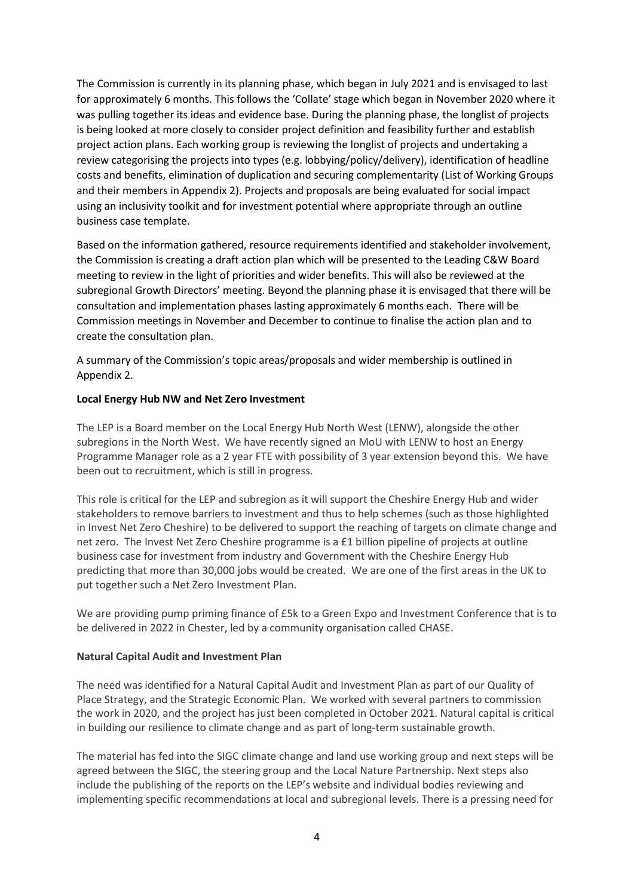The Commission is currently in its planning phase, which began in July 2021 and is envisaged to last for approximately 6 months. This follows the 'Collate' stage which began in November 2020 where it was pulling together its ideas and evidence base. During the planning phase, the longlist of projects is being looked at more closely to consider project definition and feasibility further and establish project action plans. Each working group is reviewing the longlist of projects and undertaking a review categorising the projects into types (e.g. lobbying/policy/delivery), identification of headline costs and benefits, elimination of duplication and securing complementarity (List of Working Groups and their members in Appendix 2). Projects and proposals are being evaluated for social impact using an inclusivity toolkit and for investment potential where appropriate through an outline business case template.

Based on the information gathered, resource requirements identified and stakeholder involvement, the Commission is creating a draft action plan which will be presented to the Leading C&W Board meeting to review in the light of priorities and wider benefits. This will also be reviewed at the subregional Growth Directors' meeting. Beyond the planning phase it is envisaged that there will be consultation and implementation phases lasting approximately 6 months each. There will be Commission meetings in November and December to continue to finalise the action plan and to create the consultation plan.

A summary of the Commission's topic areas/proposals and wider membership is outlined in Appendix 2.

**Local Energy Hub NW and Net Zero Investment**

The LEP is a Board member on the Local Energy Hub North West (LENW), alongside the other subregions in the North West. We have recently signed an MoU with LENW to host an Energy Programme Manager role as a 2 year FTE with possibility of 3 year extension beyond this. We have been out to recruitment, which is still in progress.

This role is critical for the LEP and subregion as it will support the Cheshire Energy Hub and wider stakeholders to remove barriers to investment and thus to help schemes (such as those highlighted in Invest Net Zero Cheshire) to be delivered to support the reaching of targets on climate change and net zero. The Invest Net Zero Cheshire programme is a £1 billion pipeline of projects at outline business case for investment from industry and Government with the Cheshire Energy Hub predicting that more than 30,000 jobs would be created. We are one of the first areas in the UK to put together such a Net Zero Investment Plan.

We are providing pump priming finance of £5k to a Green Expo and Investment Conference that is to be delivered in 2022 in Chester, led by a community organisation called CHASE.

**Natural Capital Audit and Investment Plan**

The need was identified for a Natural Capital Audit and Investment Plan as part of our Quality of Place Strategy, and the Strategic Economic Plan. We worked with several partners to commission the work in 2020, and the project has just been completed in October 2021. Natural capital is critical in building our resilience to climate change and as part of long-term sustainable growth.

The material has fed into the SIGC climate change and land use working group and next steps will be agreed between the SIGC, the steering group and the Local Nature Partnership. Next steps also include the publishing of the reports on the LEP's website and individual bodies reviewing and implementing specific recommendations at local and subregional levels. There is a pressing need for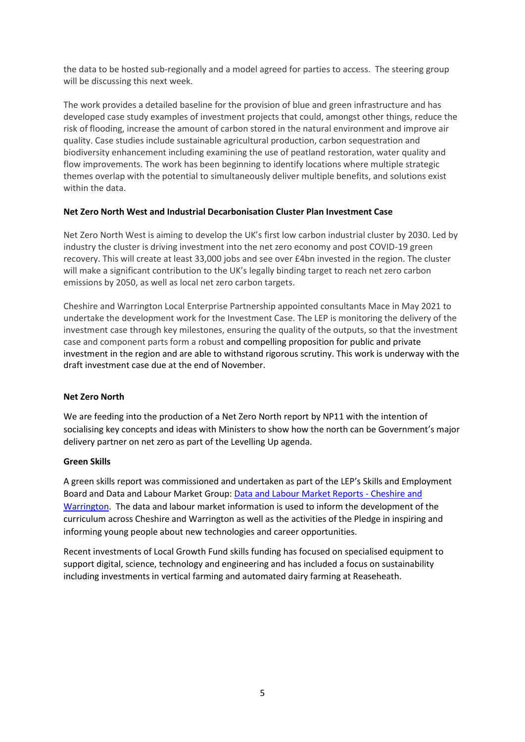the data to be hosted sub-regionally and a model agreed for parties to access. The steering group will be discussing this next week.

The work provides a detailed baseline for the provision of blue and green infrastructure and has developed case study examples of investment projects that could, amongst other things, reduce the risk of flooding, increase the amount of carbon stored in the natural environment and improve air quality. Case studies include sustainable agricultural production, carbon sequestration and biodiversity enhancement including examining the use of peatland restoration, water quality and flow improvements. The work has been beginning to identify locations where multiple strategic themes overlap with the potential to simultaneously deliver multiple benefits, and solutions exist within the data.

**Net Zero North West and Industrial Decarbonisation Cluster Plan Investment Case**

Net Zero North West is aiming to develop the UK's first low carbon industrial cluster by 2030. Led by industry the cluster is driving investment into the net zero economy and post COVID-19 green recovery. This will create at least 33,000 jobs and see over £4bn invested in the region. The cluster will make a significant contribution to the UK's legally binding target to reach net zero carbon emissions by 2050, as well as local net zero carbon targets.

Cheshire and Warrington Local Enterprise Partnership appointed consultants Mace in May 2021 to undertake the development work for the Investment Case. The LEP is monitoring the delivery of the investment case through key milestones, ensuring the quality of the outputs, so that the investment case and component parts form a robust and compelling proposition for public and private investment in the region and are able to withstand rigorous scrutiny. This work is underway with the draft investment case due at the end of November.

**Net Zero North**

We are feeding into the production of a Net Zero North report by NP11 with the intention of socialising key concepts and ideas with Ministers to show how the north can be Government's major delivery partner on net zero as part of the Levelling Up agenda.

**Green Skills**

A green skills report was commissioned and undertaken as part of the LEP's Skills and Employment Board and Data and Labour Market Group: [Data and Labour Market Reports - Cheshire and Warrington](). The data and labour market information is used to inform the development of the curriculum across Cheshire and Warrington as well as the activities of the Pledge in inspiring and informing young people about new technologies and career opportunities.

Recent investments of Local Growth Fund skills funding has focused on specialised equipment to support digital, science, technology and engineering and has included a focus on sustainability including investments in vertical farming and automated dairy farming at Reaseheath.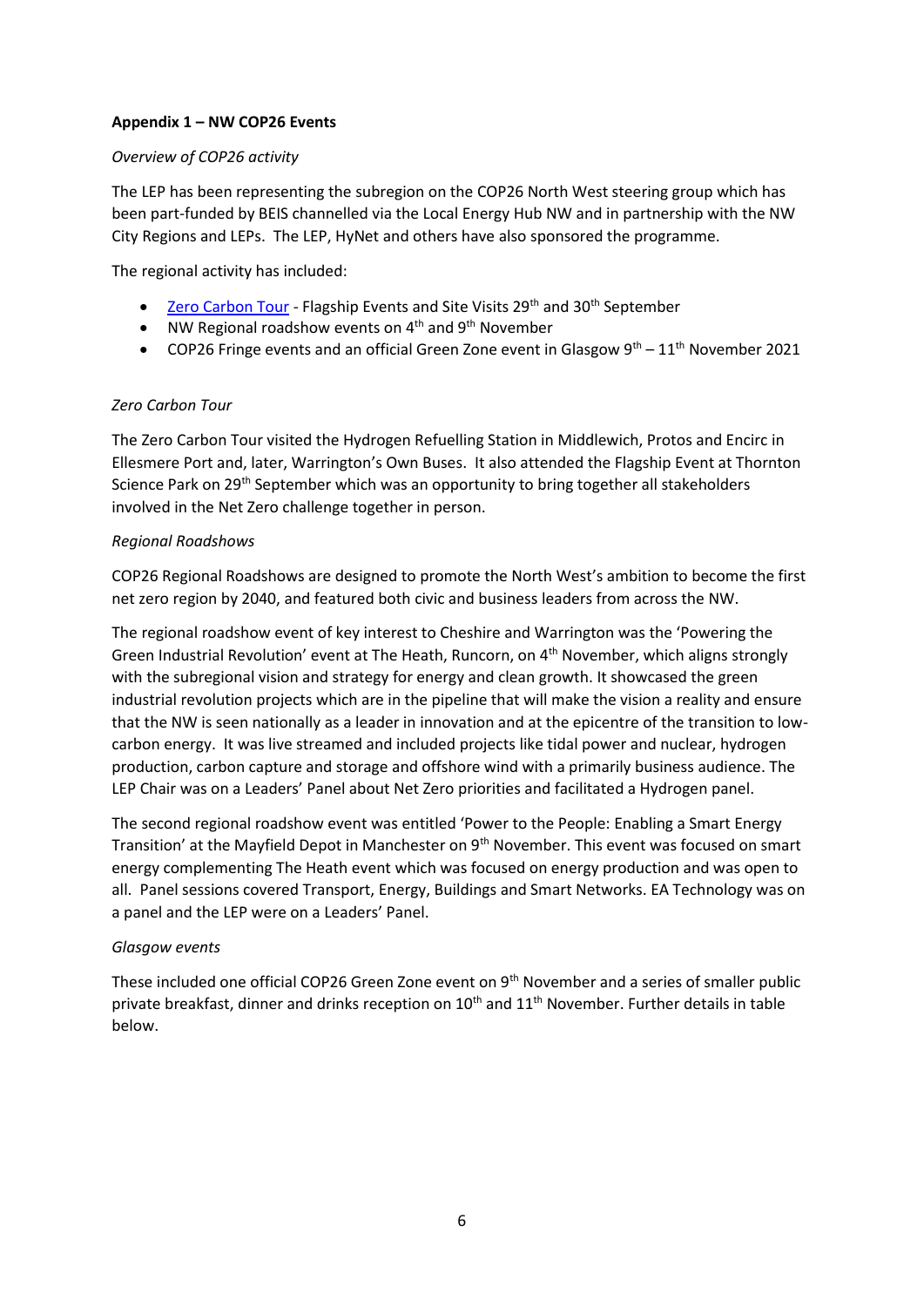**Appendix 1 – NW COP26 Events**

*Overview of COP26 activity*

The LEP has been representing the subregion on the COP26 North West steering group which has been part-funded by BEIS channelled via the Local Energy Hub NW and in partnership with the NW City Regions and LEPs. The LEP, HyNet and others have also sponsored the programme.

The regional activity has included:

- Zero Carbon Tour - Flagship Events and Site Visits 29th and 30th September
- NW Regional roadshow events on 4th and 9th November
- COP26 Fringe events and an official Green Zone event in Glasgow 9th – 11th November 2021

*Zero Carbon Tour*

The Zero Carbon Tour visited the Hydrogen Refuelling Station in Middlewich, Protos and Encirc in Ellesmere Port and, later, Warrington's Own Buses. It also attended the Flagship Event at Thornton Science Park on 29th September which was an opportunity to bring together all stakeholders involved in the Net Zero challenge together in person.

*Regional Roadshows*

COP26 Regional Roadshows are designed to promote the North West's ambition to become the first net zero region by 2040, and featured both civic and business leaders from across the NW.

The regional roadshow event of key interest to Cheshire and Warrington was the 'Powering the Green Industrial Revolution' event at The Heath, Runcorn, on 4th November, which aligns strongly with the subregional vision and strategy for energy and clean growth. It showcased the green industrial revolution projects which are in the pipeline that will make the vision a reality and ensure that the NW is seen nationally as a leader in innovation and at the epicentre of the transition to low-carbon energy. It was live streamed and included projects like tidal power and nuclear, hydrogen production, carbon capture and storage and offshore wind with a primarily business audience. The LEP Chair was on a Leaders' Panel about Net Zero priorities and facilitated a Hydrogen panel.

The second regional roadshow event was entitled 'Power to the People: Enabling a Smart Energy Transition' at the Mayfield Depot in Manchester on 9th November. This event was focused on smart energy complementing The Heath event which was focused on energy production and was open to all. Panel sessions covered Transport, Energy, Buildings and Smart Networks. EA Technology was on a panel and the LEP were on a Leaders' Panel.

*Glasgow events*

These included one official COP26 Green Zone event on 9th November and a series of smaller public private breakfast, dinner and drinks reception on 10th and 11th November. Further details in table below.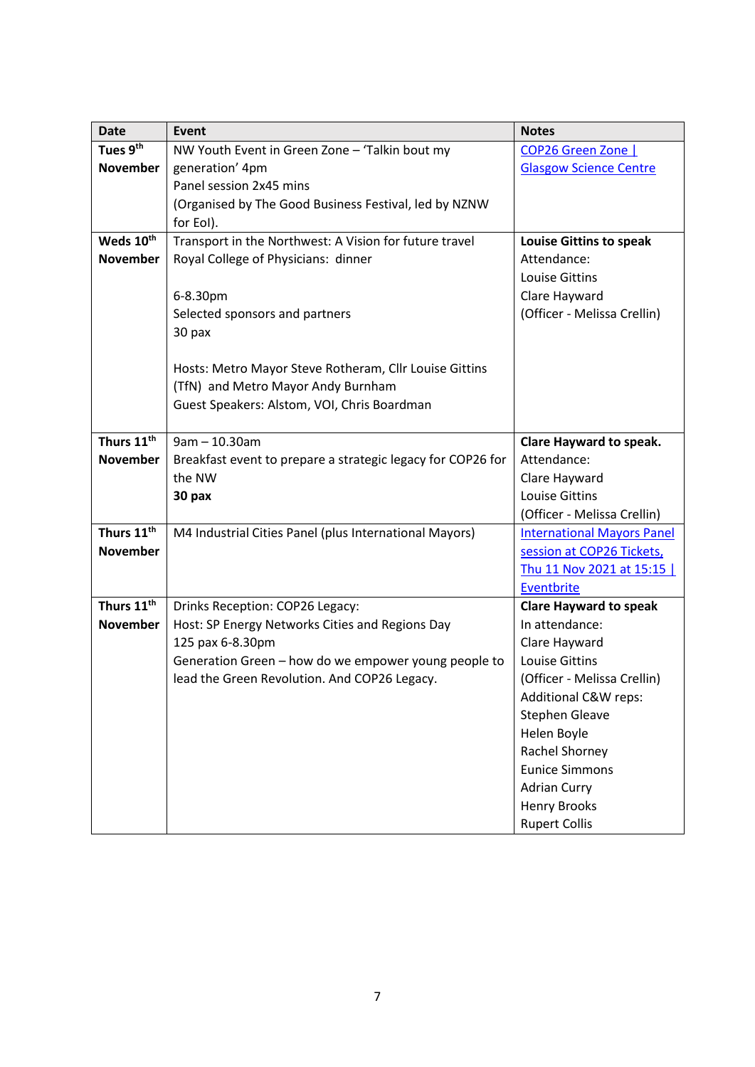| Date | Event | Notes |
|---|---|---|
| **Tues 9th November** | NW Youth Event in Green Zone – 'Talkin bout my generation' 4pm<br>Panel session 2x45 mins<br>(Organised by The Good Business Festival, led by NZNW for EoI). | [COP26 Green Zone \| Glasgow Science Centre] |
| **Weds 10th November** | Transport in the Northwest: A Vision for future travel<br>Royal College of Physicians: dinner<br><br>6-8.30pm<br>Selected sponsors and partners<br>30 pax<br><br>Hosts: Metro Mayor Steve Rotheram, Cllr Louise Gittins (TfN) and Metro Mayor Andy Burnham<br>Guest Speakers: Alstom, VOI, Chris Boardman | **Louise Gittins to speak**<br>Attendance:<br>Louise Gittins<br>Clare Hayward<br>(Officer - Melissa Crellin) |
| **Thurs 11th November** | 9am – 10.30am<br>Breakfast event to prepare a strategic legacy for COP26 for the NW<br>**30 pax** | **Clare Hayward to speak.**<br>Attendance:<br>Clare Hayward<br>Louise Gittins<br>(Officer - Melissa Crellin) |
| **Thurs 11th November** | M4 Industrial Cities Panel (plus International Mayors) | [International Mayors Panel session at COP26 Tickets, Thu 11 Nov 2021 at 15:15 \| Eventbrite] |
| **Thurs 11th November** | Drinks Reception: COP26 Legacy:<br>Host: SP Energy Networks Cities and Regions Day<br>125 pax 6-8.30pm<br>Generation Green – how do we empower young people to lead the Green Revolution. And COP26 Legacy. | **Clare Hayward to speak**<br>In attendance:<br>Clare Hayward<br>Louise Gittins<br>(Officer - Melissa Crellin)<br>Additional C&W reps:<br>Stephen Gleave<br>Helen Boyle<br>Rachel Shorney<br>Eunice Simmons<br>Adrian Curry<br>Henry Brooks<br>Rupert Collis |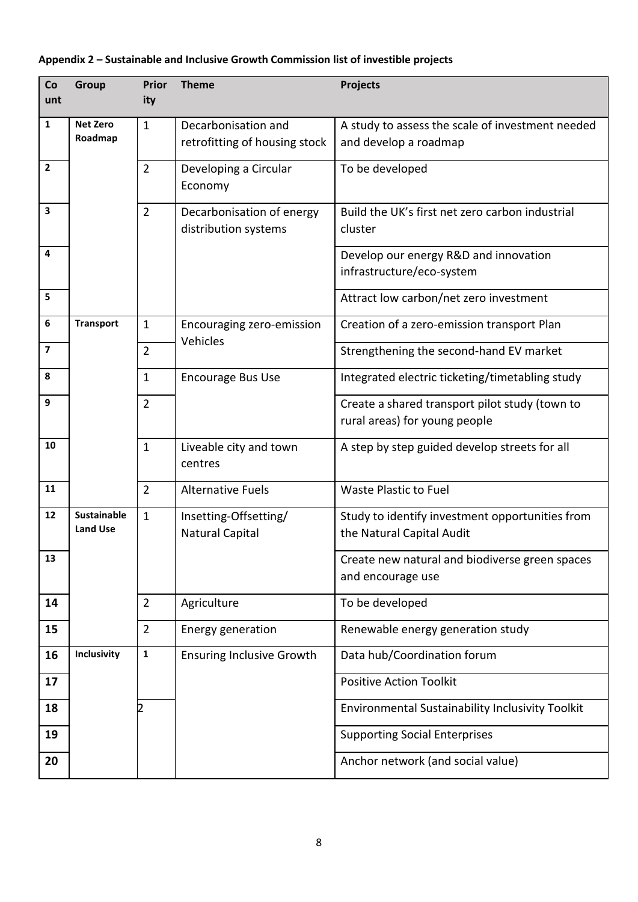**Appendix 2 – Sustainable and Inclusive Growth Commission list of investible projects**

| Count | Group | Priority | Theme | Projects |
|---|---|---|---|---|
| **1** | **Net Zero Roadmap** | 1 | Decarbonisation and retrofitting of housing stock | A study to assess the scale of investment needed and develop a roadmap |
| **2** | | 2 | Developing a Circular Economy | To be developed |
| **3** | | 2 | Decarbonisation of energy distribution systems | Build the UK's first net zero carbon industrial cluster |
| **4** | | | | Develop our energy R&D and innovation infrastructure/eco-system |
| **5** | | | | Attract low carbon/net zero investment |
| **6** | **Transport** | 1 | Encouraging zero-emission Vehicles | Creation of a zero-emission transport Plan |
| **7** | | 2 | | Strengthening the second-hand EV market |
| **8** | | 1 | Encourage Bus Use | Integrated electric ticketing/timetabling study |
| **9** | | 2 | | Create a shared transport pilot study (town to rural areas) for young people |
| **10** | | 1 | Liveable city and town centres | A step by step guided develop streets for all |
| **11** | | 2 | Alternative Fuels | Waste Plastic to Fuel |
| **12** | **Sustainable Land Use** | 1 | Insetting-Offsetting/ Natural Capital | Study to identify investment opportunities from the Natural Capital Audit |
| **13** | | | | Create new natural and biodiverse green spaces and encourage use |
| **14** | | 2 | Agriculture | To be developed |
| **15** | | 2 | Energy generation | Renewable energy generation study |
| **16** | **Inclusivity** | **1** | Ensuring Inclusive Growth | Data hub/Coordination forum |
| **17** | | | | Positive Action Toolkit |
| **18** | | 2 | | Environmental Sustainability Inclusivity Toolkit |
| **19** | | | | Supporting Social Enterprises |
| **20** | | | | Anchor network (and social value) |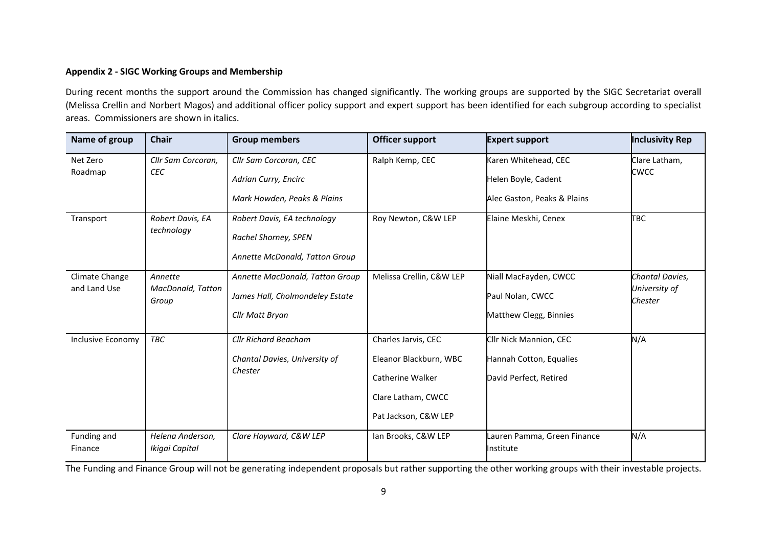**Appendix 2 - SIGC Working Groups and Membership**

During recent months the support around the Commission has changed significantly. The working groups are supported by the SIGC Secretariat overall (Melissa Crellin and Norbert Magos) and additional officer policy support and expert support has been identified for each subgroup according to specialist areas. Commissioners are shown in italics.

| Name of group | Chair | Group members | Officer support | Expert support | Inclusivity Rep |
|---|---|---|---|---|---|
| Net Zero Roadmap | *Cllr Sam Corcoran, CEC* | *Cllr Sam Corcoran, CEC*<br>*Adrian Curry, Encirc*<br>*Mark Howden, Peaks & Plains* | Ralph Kemp, CEC | Karen Whitehead, CEC<br>Helen Boyle, Cadent<br>Alec Gaston, Peaks & Plains | Clare Latham, CWCC |
| Transport | *Robert Davis, EA technology* | *Robert Davis, EA technology*<br>*Rachel Shorney, SPEN*<br>*Annette McDonald, Tatton Group* | Roy Newton, C&W LEP | Elaine Meskhi, Cenex | TBC |
| Climate Change and Land Use | *Annette MacDonald, Tatton Group* | *Annette MacDonald, Tatton Group*<br>*James Hall, Cholmondeley Estate*<br>*Cllr Matt Bryan* | Melissa Crellin, C&W LEP | Niall MacFayden, CWCC<br>Paul Nolan, CWCC<br>Matthew Clegg, Binnies | *Chantal Davies, University of Chester* |
| Inclusive Economy | *TBC* | *Cllr Richard Beacham*<br>*Chantal Davies, University of Chester* | Charles Jarvis, CEC<br>Eleanor Blackburn, WBC<br>Catherine Walker<br>Clare Latham, CWCC<br>Pat Jackson, C&W LEP | Cllr Nick Mannion, CEC<br>Hannah Cotton, Equalies<br>David Perfect, Retired | N/A |
| Funding and Finance | *Helena Anderson, Ikigai Capital* | *Clare Hayward, C&W LEP* | Ian Brooks, C&W LEP | Lauren Pamma, Green Finance Institute | N/A |

The Funding and Finance Group will not be generating independent proposals but rather supporting the other working groups with their investable projects.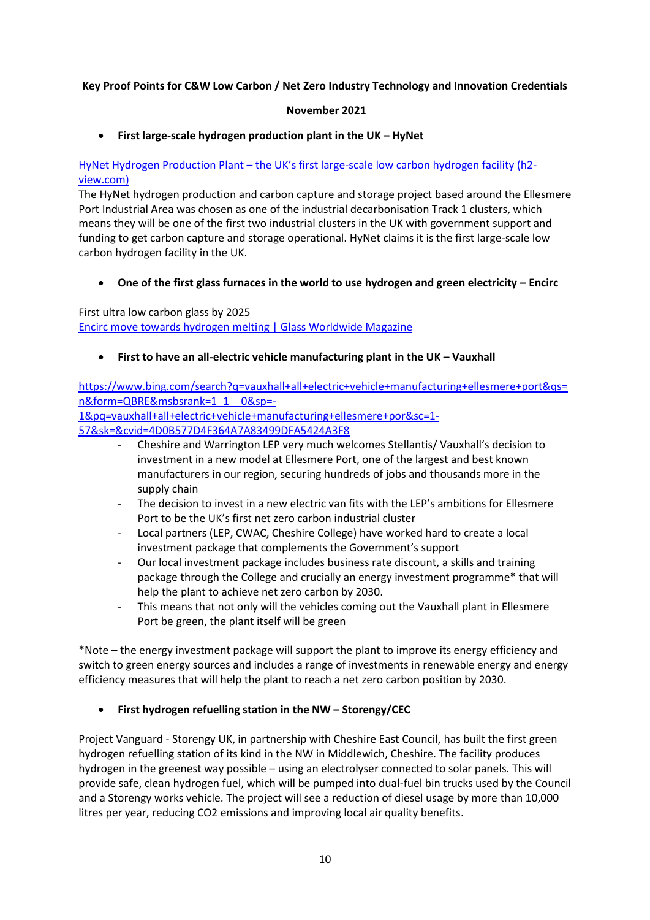**Key Proof Points for C&W Low Carbon / Net Zero Industry Technology and Innovation Credentials**

**November 2021**

- **First large-scale hydrogen production plant in the UK – HyNet**

[HyNet Hydrogen Production Plant – the UK's first large-scale low carbon hydrogen facility (h2-view.com)]

The HyNet hydrogen production and carbon capture and storage project based around the Ellesmere Port Industrial Area was chosen as one of the industrial decarbonisation Track 1 clusters, which means they will be one of the first two industrial clusters in the UK with government support and funding to get carbon capture and storage operational. HyNet claims it is the first large-scale low carbon hydrogen facility in the UK.

- **One of the first glass furnaces in the world to use hydrogen and green electricity – Encirc**

First ultra low carbon glass by 2025

[Encirc move towards hydrogen melting | Glass Worldwide Magazine]

- **First to have an all-electric vehicle manufacturing plant in the UK – Vauxhall**

https://www.bing.com/search?q=vauxhall+all+electric+vehicle+manufacturing+ellesmere+port&qs=n&form=QBRE&msbsrank=1_1__0&sp=-1&pq=vauxhall+all+electric+vehicle+manufacturing+ellesmere+por&sc=1-57&sk=&cvid=4D0B577D4F364A7A83499DFA5424A3F8

- Cheshire and Warrington LEP very much welcomes Stellantis/ Vauxhall's decision to investment in a new model at Ellesmere Port, one of the largest and best known manufacturers in our region, securing hundreds of jobs and thousands more in the supply chain
- The decision to invest in a new electric van fits with the LEP's ambitions for Ellesmere Port to be the UK's first net zero carbon industrial cluster
- Local partners (LEP, CWAC, Cheshire College) have worked hard to create a local investment package that complements the Government's support
- Our local investment package includes business rate discount, a skills and training package through the College and crucially an energy investment programme* that will help the plant to achieve net zero carbon by 2030.
- This means that not only will the vehicles coming out the Vauxhall plant in Ellesmere Port be green, the plant itself will be green

*Note – the energy investment package will support the plant to improve its energy efficiency and switch to green energy sources and includes a range of investments in renewable energy and energy efficiency measures that will help the plant to reach a net zero carbon position by 2030.

- **First hydrogen refuelling station in the NW – Storengy/CEC**

Project Vanguard - Storengy UK, in partnership with Cheshire East Council, has built the first green hydrogen refuelling station of its kind in the NW in Middlewich, Cheshire. The facility produces hydrogen in the greenest way possible – using an electrolyser connected to solar panels. This will provide safe, clean hydrogen fuel, which will be pumped into dual-fuel bin trucks used by the Council and a Storengy works vehicle. The project will see a reduction of diesel usage by more than 10,000 litres per year, reducing $CO_2$ emissions and improving local air quality benefits.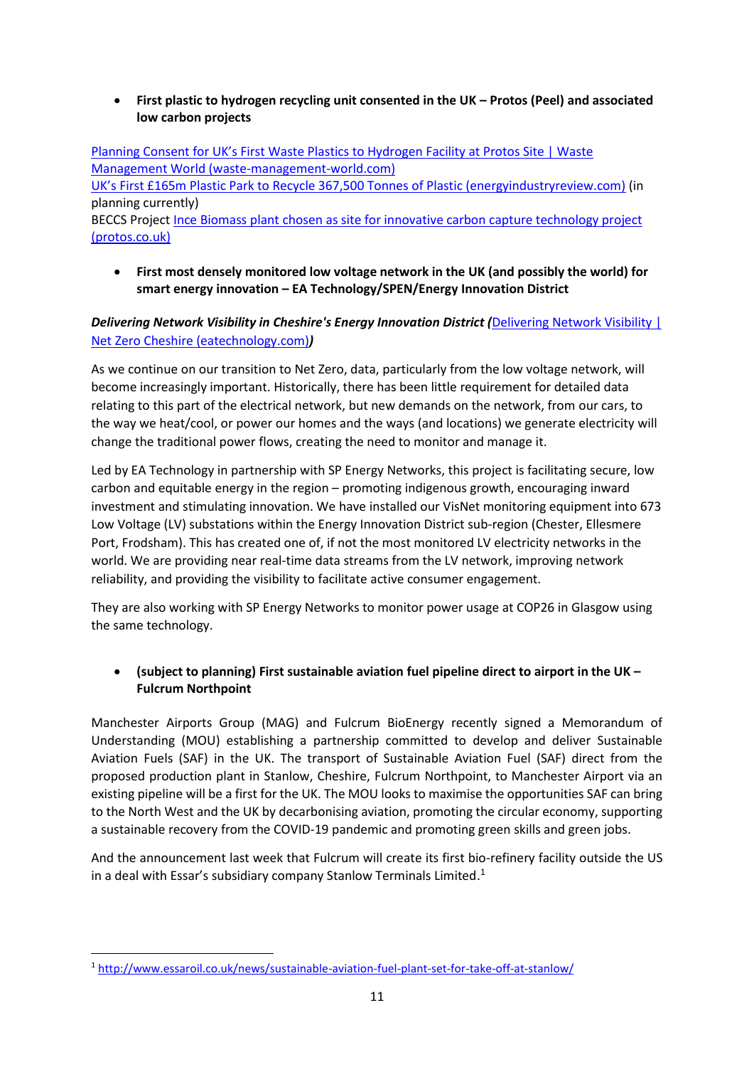- **First plastic to hydrogen recycling unit consented in the UK – Protos (Peel) and associated low carbon projects**

Planning Consent for UK's First Waste Plastics to Hydrogen Facility at Protos Site | Waste Management World (waste-management-world.com)
UK's First £165m Plastic Park to Recycle 367,500 Tonnes of Plastic (energyindustryreview.com) (in planning currently)
BECCS Project Ince Biomass plant chosen as site for innovative carbon capture technology project (protos.co.uk)

- **First most densely monitored low voltage network in the UK (and possibly the world) for smart energy innovation – EA Technology/SPEN/Energy Innovation District**

***Delivering Network Visibility in Cheshire's Energy Innovation District (*Delivering Network Visibility | Net Zero Cheshire (eatechnology.com)*)***

As we continue on our transition to Net Zero, data, particularly from the low voltage network, will become increasingly important. Historically, there has been little requirement for detailed data relating to this part of the electrical network, but new demands on the network, from our cars, to the way we heat/cool, or power our homes and the ways (and locations) we generate electricity will change the traditional power flows, creating the need to monitor and manage it.

Led by EA Technology in partnership with SP Energy Networks, this project is facilitating secure, low carbon and equitable energy in the region – promoting indigenous growth, encouraging inward investment and stimulating innovation. We have installed our VisNet monitoring equipment into 673 Low Voltage (LV) substations within the Energy Innovation District sub-region (Chester, Ellesmere Port, Frodsham). This has created one of, if not the most monitored LV electricity networks in the world. We are providing near real-time data streams from the LV network, improving network reliability, and providing the visibility to facilitate active consumer engagement.

They are also working with SP Energy Networks to monitor power usage at COP26 in Glasgow using the same technology.

- **(subject to planning) First sustainable aviation fuel pipeline direct to airport in the UK – Fulcrum Northpoint**

Manchester Airports Group (MAG) and Fulcrum BioEnergy recently signed a Memorandum of Understanding (MOU) establishing a partnership committed to develop and deliver Sustainable Aviation Fuels (SAF) in the UK. The transport of Sustainable Aviation Fuel (SAF) direct from the proposed production plant in Stanlow, Cheshire, Fulcrum Northpoint, to Manchester Airport via an existing pipeline will be a first for the UK. The MOU looks to maximise the opportunities SAF can bring to the North West and the UK by decarbonising aviation, promoting the circular economy, supporting a sustainable recovery from the COVID-19 pandemic and promoting green skills and green jobs.

And the announcement last week that Fulcrum will create its first bio-refinery facility outside the US in a deal with Essar's subsidiary company Stanlow Terminals Limited.[1]

[1] http://www.essaroil.co.uk/news/sustainable-aviation-fuel-plant-set-for-take-off-at-stanlow/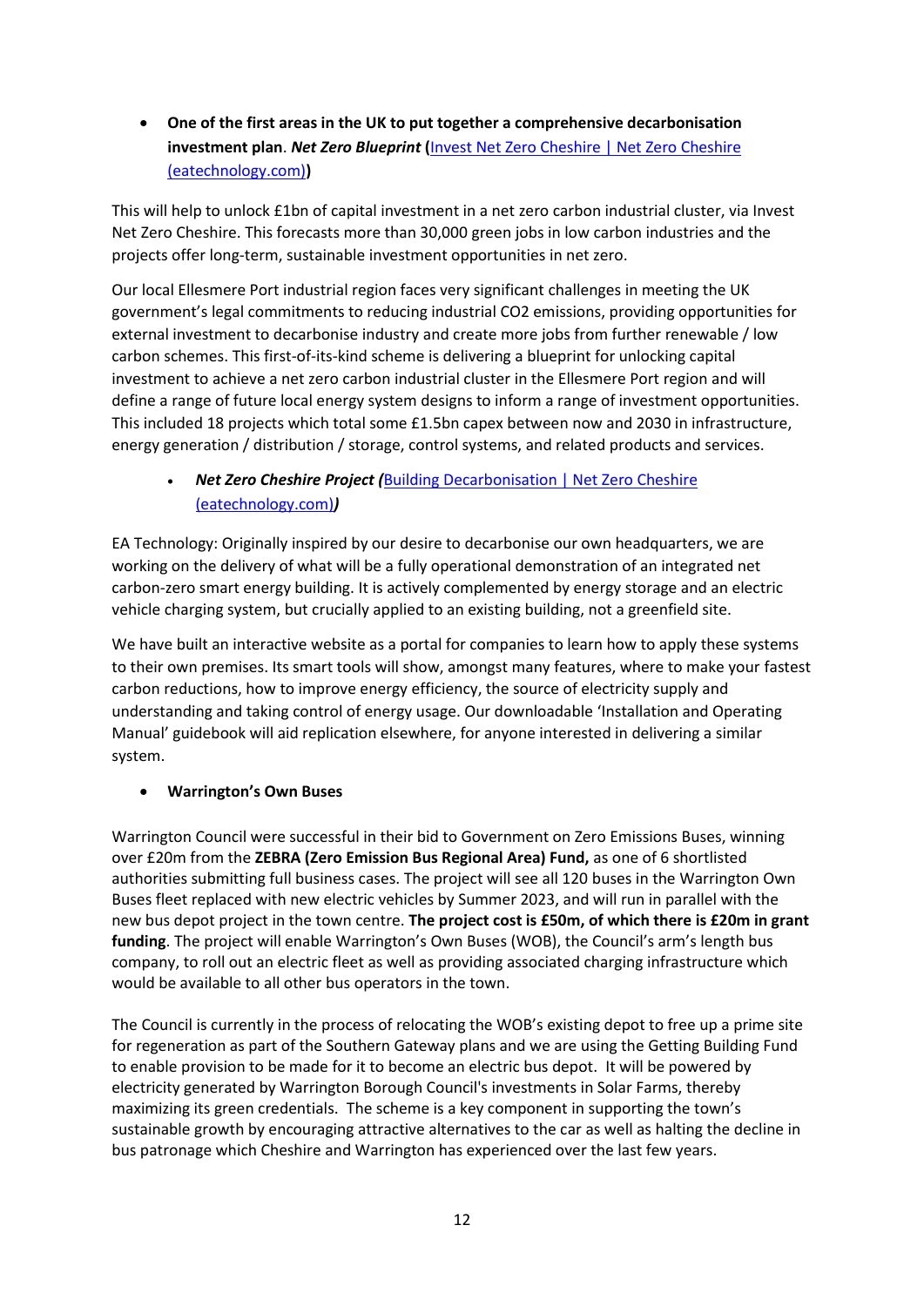- **One of the first areas in the UK to put together a comprehensive decarbonisation investment plan**. ***Net Zero Blueprint*** **(**[Invest Net Zero Cheshire | Net Zero Cheshire (eatechnology.com)]**)**

This will help to unlock £1bn of capital investment in a net zero carbon industrial cluster, via Invest Net Zero Cheshire. This forecasts more than 30,000 green jobs in low carbon industries and the projects offer long-term, sustainable investment opportunities in net zero.

Our local Ellesmere Port industrial region faces very significant challenges in meeting the UK government's legal commitments to reducing industrial $CO_2$ emissions, providing opportunities for external investment to decarbonise industry and create more jobs from further renewable / low carbon schemes. This first-of-its-kind scheme is delivering a blueprint for unlocking capital investment to achieve a net zero carbon industrial cluster in the Ellesmere Port region and will define a range of future local energy system designs to inform a range of investment opportunities. This included 18 projects which total some £1.5bn capex between now and 2030 in infrastructure, energy generation / distribution / storage, control systems, and related products and services.

- ***Net Zero Cheshire Project (***[Building Decarbonisation | Net Zero Cheshire (eatechnology.com)]***)***

EA Technology: Originally inspired by our desire to decarbonise our own headquarters, we are working on the delivery of what will be a fully operational demonstration of an integrated net carbon-zero smart energy building. It is actively complemented by energy storage and an electric vehicle charging system, but crucially applied to an existing building, not a greenfield site.

We have built an interactive website as a portal for companies to learn how to apply these systems to their own premises. Its smart tools will show, amongst many features, where to make your fastest carbon reductions, how to improve energy efficiency, the source of electricity supply and understanding and taking control of energy usage. Our downloadable 'Installation and Operating Manual' guidebook will aid replication elsewhere, for anyone interested in delivering a similar system.

- **Warrington's Own Buses**

Warrington Council were successful in their bid to Government on Zero Emissions Buses, winning over £20m from the **ZEBRA (Zero Emission Bus Regional Area) Fund,** as one of 6 shortlisted authorities submitting full business cases. The project will see all 120 buses in the Warrington Own Buses fleet replaced with new electric vehicles by Summer 2023, and will run in parallel with the new bus depot project in the town centre. **The project cost is £50m, of which there is £20m in grant funding**. The project will enable Warrington's Own Buses (WOB), the Council's arm's length bus company, to roll out an electric fleet as well as providing associated charging infrastructure which would be available to all other bus operators in the town.

The Council is currently in the process of relocating the WOB's existing depot to free up a prime site for regeneration as part of the Southern Gateway plans and we are using the Getting Building Fund to enable provision to be made for it to become an electric bus depot. It will be powered by electricity generated by Warrington Borough Council's investments in Solar Farms, thereby maximizing its green credentials. The scheme is a key component in supporting the town's sustainable growth by encouraging attractive alternatives to the car as well as halting the decline in bus patronage which Cheshire and Warrington has experienced over the last few years.